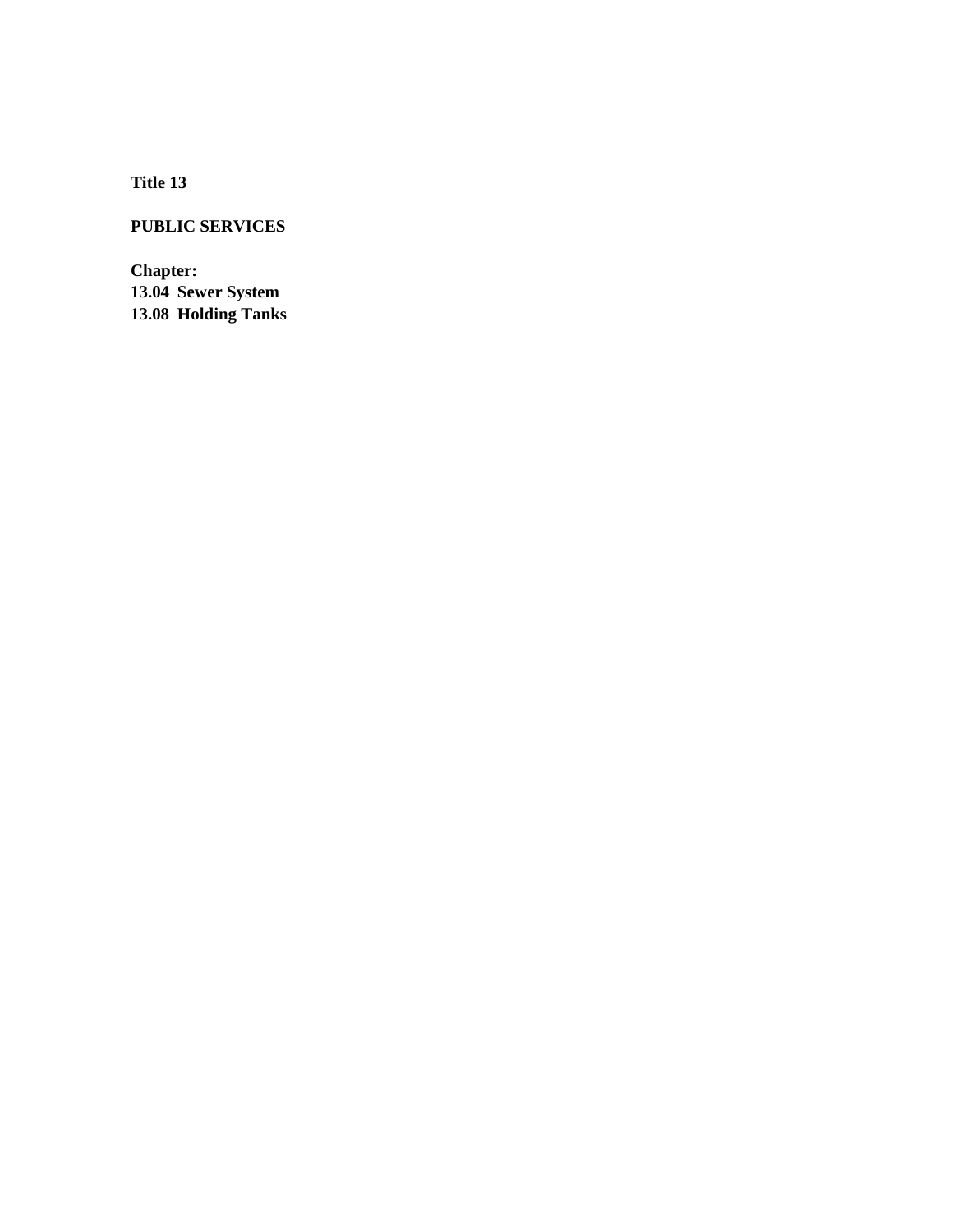# Title 13

## PUBLIC SERVICES

**Chapter:**
**13.04 Sewer System**
**13.08 Holding Tanks**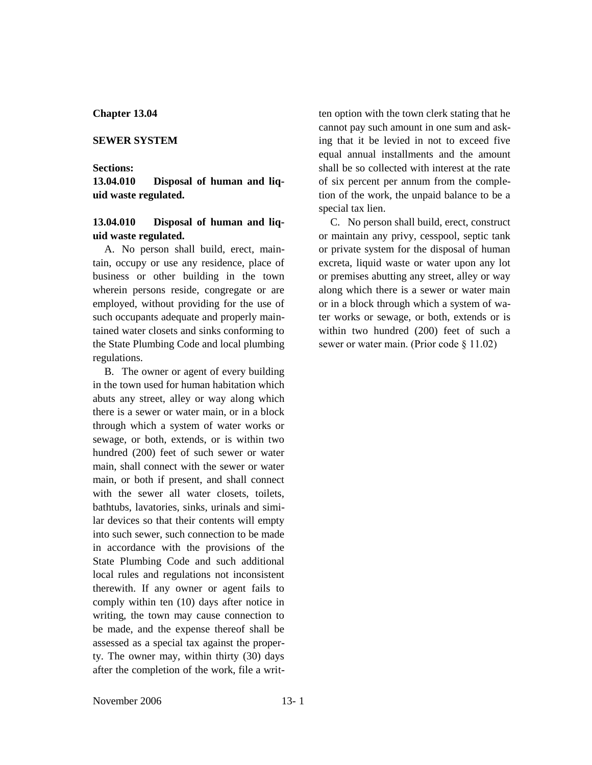**Chapter 13.04**

**SEWER SYSTEM**

**Sections:**

**13.04.010 Disposal of human and liquid waste regulated.**

**13.04.010 Disposal of human and liquid waste regulated.**

A. No person shall build, erect, maintain, occupy or use any residence, place of business or other building in the town wherein persons reside, congregate or are employed, without providing for the use of such occupants adequate and properly maintained water closets and sinks conforming to the State Plumbing Code and local plumbing regulations.

B. The owner or agent of every building in the town used for human habitation which abuts any street, alley or way along which there is a sewer or water main, or in a block through which a system of water works or sewage, or both, extends, or is within two hundred (200) feet of such sewer or water main, shall connect with the sewer or water main, or both if present, and shall connect with the sewer all water closets, toilets, bathtubs, lavatories, sinks, urinals and similar devices so that their contents will empty into such sewer, such connection to be made in accordance with the provisions of the State Plumbing Code and such additional local rules and regulations not inconsistent therewith. If any owner or agent fails to comply within ten (10) days after notice in writing, the town may cause connection to be made, and the expense thereof shall be assessed as a special tax against the property. The owner may, within thirty (30) days after the completion of the work, file a written option with the town clerk stating that he cannot pay such amount in one sum and asking that it be levied in not to exceed five equal annual installments and the amount shall be so collected with interest at the rate of six percent per annum from the completion of the work, the unpaid balance to be a special tax lien.

C. No person shall build, erect, construct or maintain any privy, cesspool, septic tank or private system for the disposal of human excreta, liquid waste or water upon any lot or premises abutting any street, alley or way along which there is a sewer or water main or in a block through which a system of water works or sewage, or both, extends or is within two hundred (200) feet of such a sewer or water main. (Prior code § 11.02)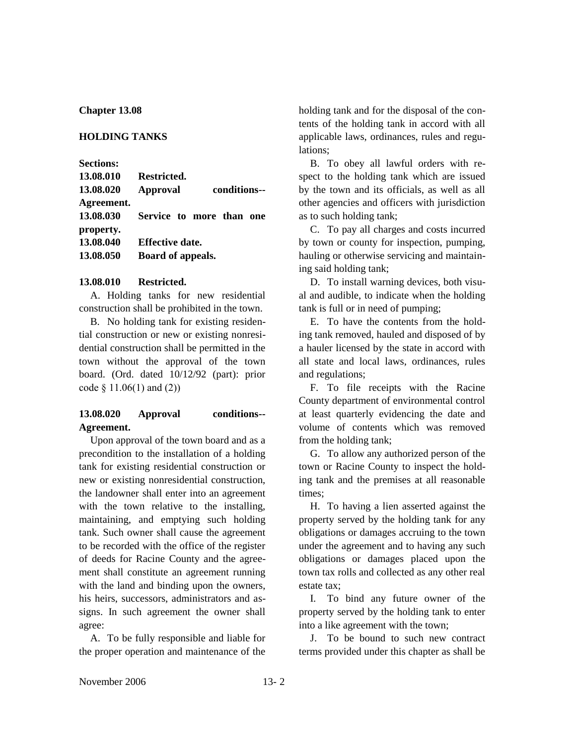## Chapter 13.08

## HOLDING TANKS

**Sections:**

**13.08.010 Restricted.**
**13.08.020 Approval conditions--Agreement.**
**13.08.030 Service to more than one property.**
**13.08.040 Effective date.**
**13.08.050 Board of appeals.**

### 13.08.010 Restricted.

A. Holding tanks for new residential construction shall be prohibited in the town.

B. No holding tank for existing residential construction or new or existing nonresidential construction shall be permitted in the town without the approval of the town board. (Ord. dated 10/12/92 (part): prior code § 11.06(1) and (2))

### 13.08.020 Approval conditions--Agreement.

Upon approval of the town board and as a precondition to the installation of a holding tank for existing residential construction or new or existing nonresidential construction, the landowner shall enter into an agreement with the town relative to the installing, maintaining, and emptying such holding tank. Such owner shall cause the agreement to be recorded with the office of the register of deeds for Racine County and the agreement shall constitute an agreement running with the land and binding upon the owners, his heirs, successors, administrators and assigns. In such agreement the owner shall agree:

A. To be fully responsible and liable for the proper operation and maintenance of the holding tank and for the disposal of the contents of the holding tank in accord with all applicable laws, ordinances, rules and regulations;

B. To obey all lawful orders with respect to the holding tank which are issued by the town and its officials, as well as all other agencies and officers with jurisdiction as to such holding tank;

C. To pay all charges and costs incurred by town or county for inspection, pumping, hauling or otherwise servicing and maintaining said holding tank;

D. To install warning devices, both visual and audible, to indicate when the holding tank is full or in need of pumping;

E. To have the contents from the holding tank removed, hauled and disposed of by a hauler licensed by the state in accord with all state and local laws, ordinances, rules and regulations;

F. To file receipts with the Racine County department of environmental control at least quarterly evidencing the date and volume of contents which was removed from the holding tank;

G. To allow any authorized person of the town or Racine County to inspect the holding tank and the premises at all reasonable times;

H. To having a lien asserted against the property served by the holding tank for any obligations or damages accruing to the town under the agreement and to having any such obligations or damages placed upon the town tax rolls and collected as any other real estate tax;

I. To bind any future owner of the property served by the holding tank to enter into a like agreement with the town;

J. To be bound to such new contract terms provided under this chapter as shall be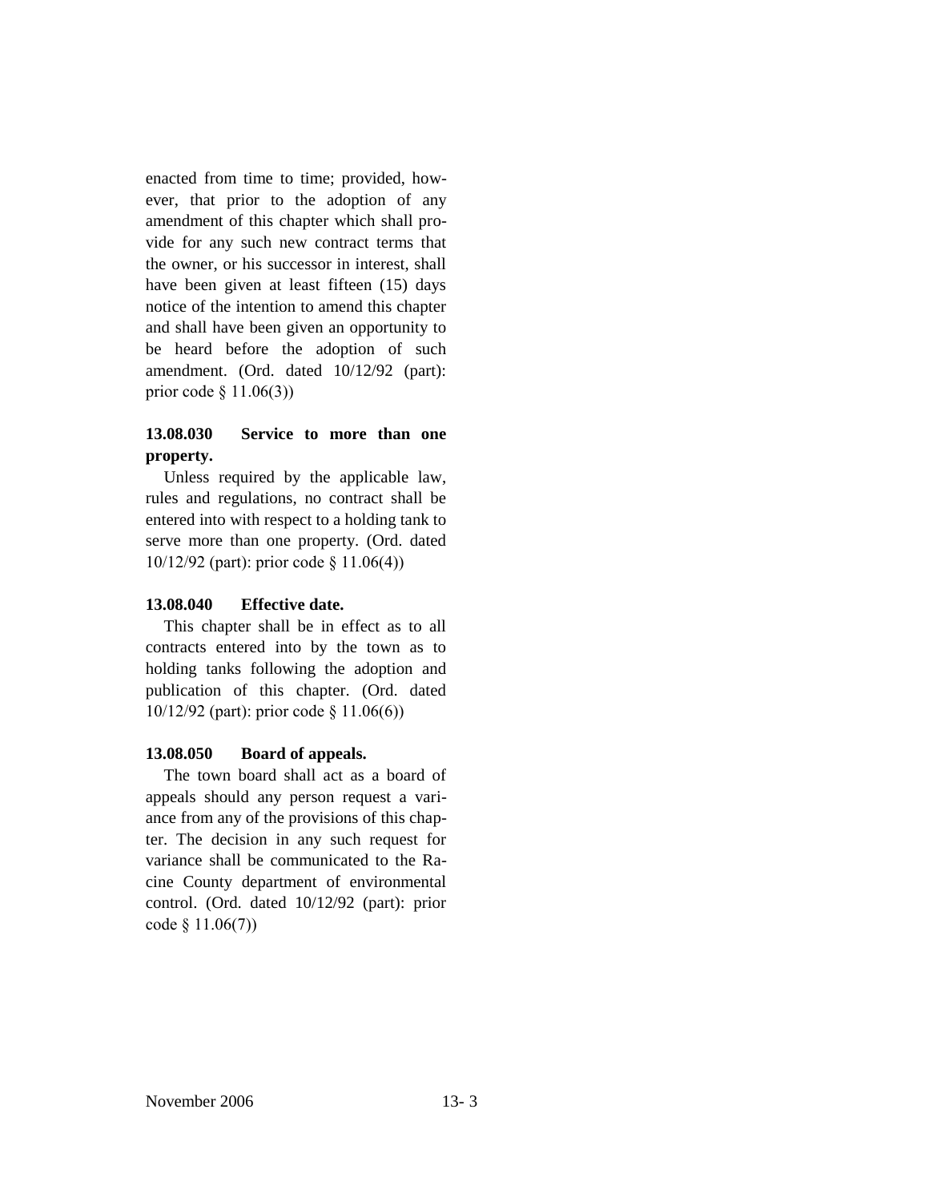enacted from time to time; provided, however, that prior to the adoption of any amendment of this chapter which shall provide for any such new contract terms that the owner, or his successor in interest, shall have been given at least fifteen (15) days notice of the intention to amend this chapter and shall have been given an opportunity to be heard before the adoption of such amendment. (Ord. dated 10/12/92 (part): prior code § 11.06(3))

**13.08.030 Service to more than one property.**

Unless required by the applicable law, rules and regulations, no contract shall be entered into with respect to a holding tank to serve more than one property. (Ord. dated 10/12/92 (part): prior code § 11.06(4))

**13.08.040 Effective date.**

This chapter shall be in effect as to all contracts entered into by the town as to holding tanks following the adoption and publication of this chapter. (Ord. dated 10/12/92 (part): prior code § 11.06(6))

**13.08.050 Board of appeals.**

The town board shall act as a board of appeals should any person request a variance from any of the provisions of this chapter. The decision in any such request for variance shall be communicated to the Racine County department of environmental control. (Ord. dated 10/12/92 (part): prior code § 11.06(7))